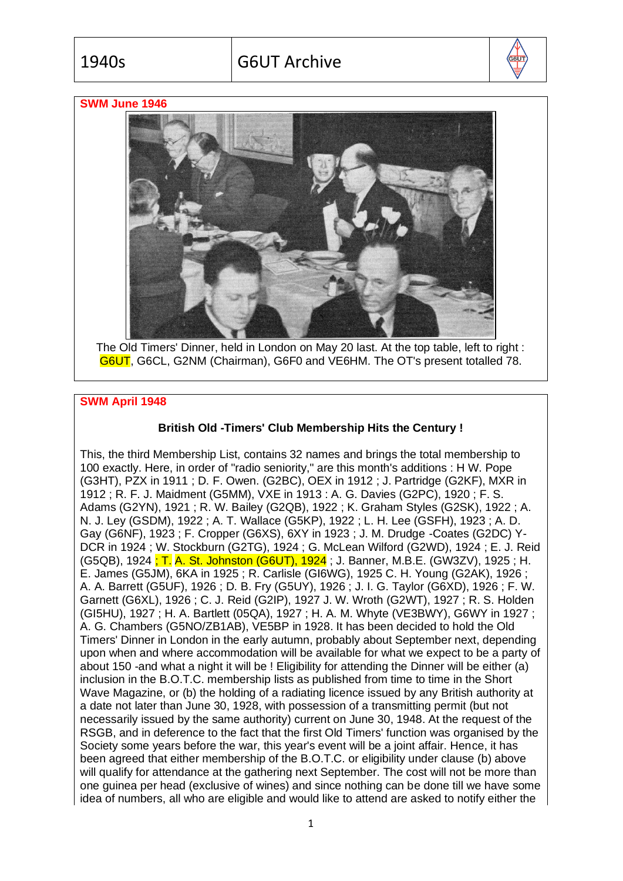**SWM June 1946**

The Old Timers' Dinner, held in London on May 20 last. At the top table, left to right : G6UT, G6CL, G2NM (Chairman), G6F0 and VE6HM. The OT's present totalled 78.

**SWM April 1948**

**British Old -Timers' Club Membership Hits the Century !**

This, the third Membership List, contains 32 names and brings the total membership to 100 exactly. Here, in order of "radio seniority," are this month's additions : H W. Pope (G3HT), PZX in 1911 ; D. F. Owen. (G2BC), OEX in 1912 ; J. Partridge (G2KF), MXR in 1912 ; R. F. J. Maidment (G5MM), VXE in 1913 : A. G. Davies (G2PC), 1920 ; F. S. Adams (G2YN), 1921 ; R. W. Bailey (G2QB), 1922 ; K. Graham Styles (G2SK), 1922 ; A. N. J. Ley (GSDM), 1922 ; A. T. Wallace (G5KP), 1922 ; L. H. Lee (GSFH), 1923 ; A. D. Gay (G6NF), 1923 ; F. Cropper (G6XS), 6XY in 1923 ; J. M. Drudge -Coates (G2DC) Y-DCR in 1924 ; W. Stockburn (G2TG), 1924 ; G. McLean Wilford (G2WD), 1924 ; E. J. Reid (G5QB), 1924 ; T. A. St. Johnston (G6UT), 1924 ; J. Banner, M.B.E. (GW3ZV), 1925 ; H. E. James (G5JM), 6KA in 1925 ; R. Carlisle (GI6WG), 1925 C. H. Young (G2AK), 1926 ; A. A. Barrett (G5UF), 1926 ; D. B. Fry (G5UY), 1926 ; J. I. G. Taylor (G6XD), 1926 ; F. W. Garnett (G6XL), 1926 ; C. J. Reid (G2IP), 1927 J. W. Wroth (G2WT), 1927 ; R. S. Holden (GI5HU), 1927 ; H. A. Bartlett (05QA), 1927 ; H. A. M. Whyte (VE3BWY), G6WY in 1927 ; A. G. Chambers (G5NO/ZB1AB), VE5BP in 1928. It has been decided to hold the Old Timers' Dinner in London in the early autumn, probably about September next, depending upon when and where accommodation will be available for what we expect to be a party of about 150 -and what a night it will be ! Eligibility for attending the Dinner will be either (a) inclusion in the B.O.T.C. membership lists as published from time to time in the Short Wave Magazine, or (b) the holding of a radiating licence issued by any British authority at a date not later than June 30, 1928, with possession of a transmitting permit (but not necessarily issued by the same authority) current on June 30, 1948. At the request of the RSGB, and in deference to the fact that the first Old Timers' function was organised by the Society some years before the war, this year's event will be a joint affair. Hence, it has been agreed that either membership of the B.O.T.C. or eligibility under clause (b) above will qualify for attendance at the gathering next September. The cost will not be more than one guinea per head (exclusive of wines) and since nothing can be done till we have some idea of numbers, all who are eligible and would like to attend are asked to notify either the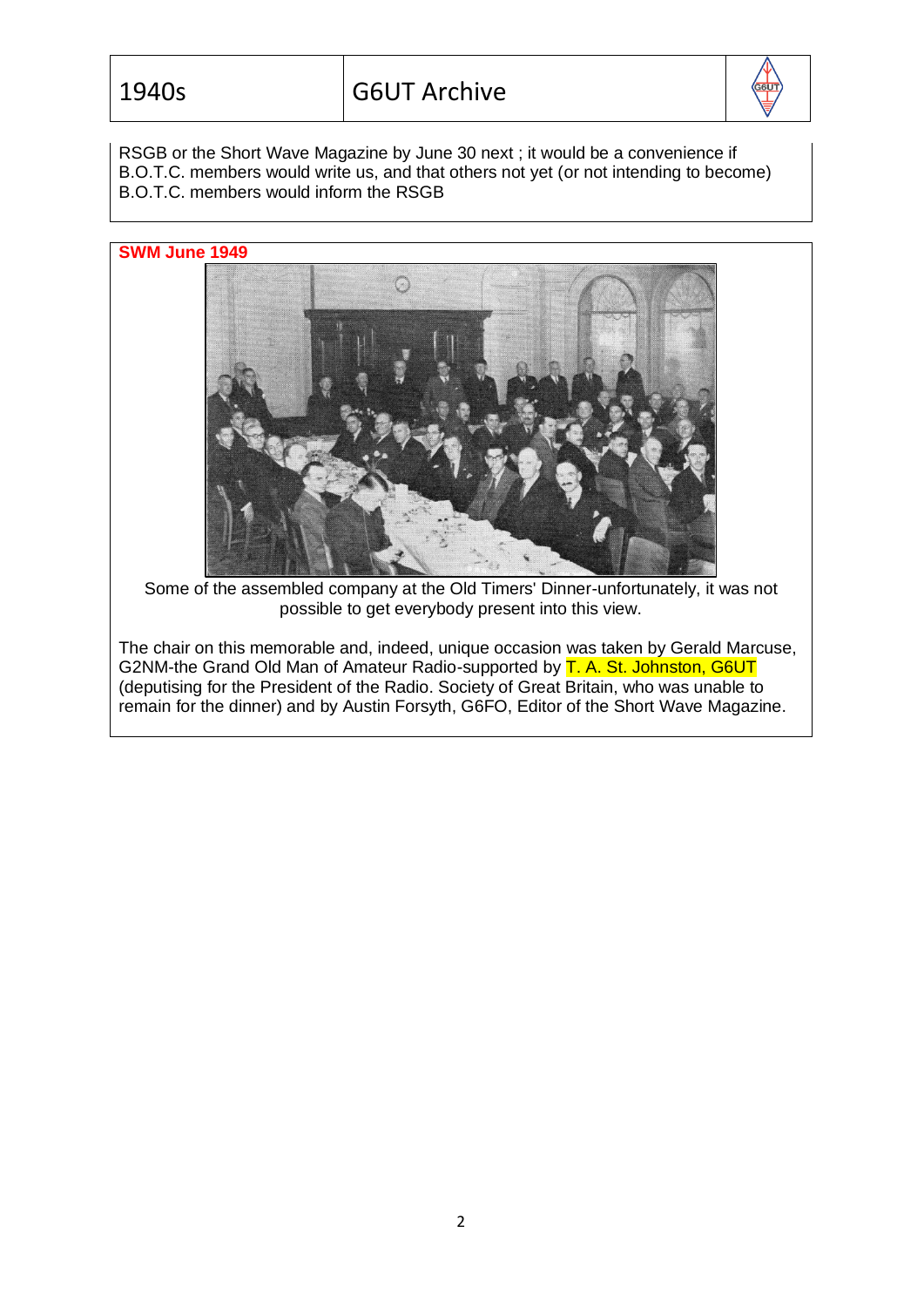RSGB or the Short Wave Magazine by June 30 next ; it would be a convenience if B.O.T.C. members would write us, and that others not yet (or not intending to become) B.O.T.C. members would inform the RSGB

**SWM June 1949**

Some of the assembled company at the Old Timers' Dinner-unfortunately, it was not possible to get everybody present into this view.

The chair on this memorable and, indeed, unique occasion was taken by Gerald Marcuse, G2NM-the Grand Old Man of Amateur Radio-supported by T. A. St. Johnston, G6UT (deputising for the President of the Radio. Society of Great Britain, who was unable to remain for the dinner) and by Austin Forsyth, G6FO, Editor of the Short Wave Magazine.